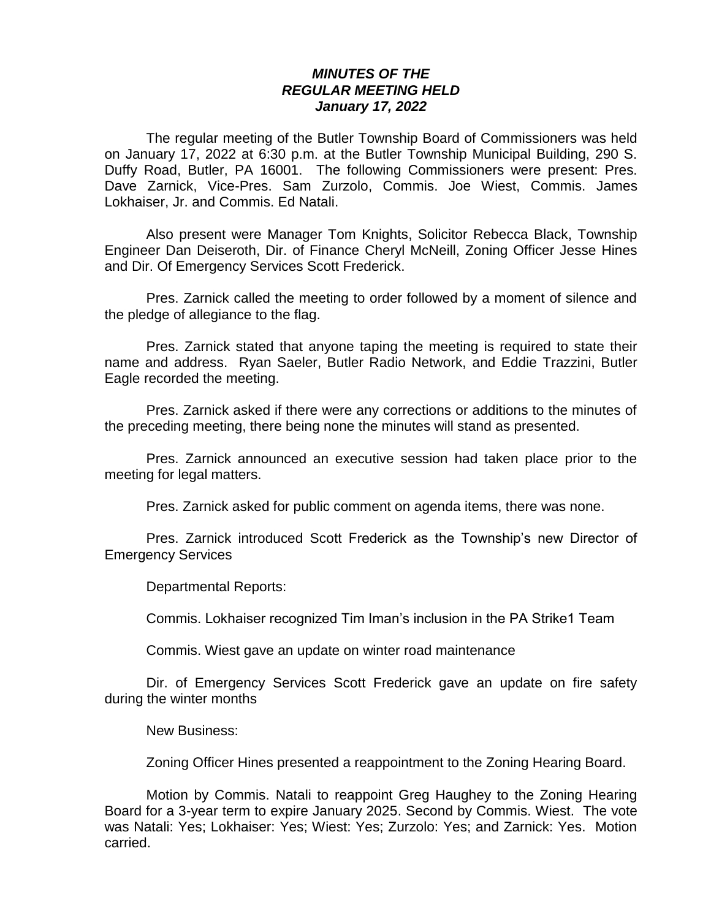# *MINUTES OF THE REGULAR MEETING HELD January 17, 2022*

The regular meeting of the Butler Township Board of Commissioners was held on January 17, 2022 at 6:30 p.m. at the Butler Township Municipal Building, 290 S. Duffy Road, Butler, PA 16001. The following Commissioners were present: Pres. Dave Zarnick, Vice-Pres. Sam Zurzolo, Commis. Joe Wiest, Commis. James Lokhaiser, Jr. and Commis. Ed Natali.

Also present were Manager Tom Knights, Solicitor Rebecca Black, Township Engineer Dan Deiseroth, Dir. of Finance Cheryl McNeill, Zoning Officer Jesse Hines and Dir. Of Emergency Services Scott Frederick.

Pres. Zarnick called the meeting to order followed by a moment of silence and the pledge of allegiance to the flag.

Pres. Zarnick stated that anyone taping the meeting is required to state their name and address. Ryan Saeler, Butler Radio Network, and Eddie Trazzini, Butler Eagle recorded the meeting.

Pres. Zarnick asked if there were any corrections or additions to the minutes of the preceding meeting, there being none the minutes will stand as presented.

Pres. Zarnick announced an executive session had taken place prior to the meeting for legal matters.

Pres. Zarnick asked for public comment on agenda items, there was none.

Pres. Zarnick introduced Scott Frederick as the Township's new Director of Emergency Services

Departmental Reports:

Commis. Lokhaiser recognized Tim Iman's inclusion in the PA Strike1 Team

Commis. Wiest gave an update on winter road maintenance

Dir. of Emergency Services Scott Frederick gave an update on fire safety during the winter months

New Business:

Zoning Officer Hines presented a reappointment to the Zoning Hearing Board.

Motion by Commis. Natali to reappoint Greg Haughey to the Zoning Hearing Board for a 3-year term to expire January 2025. Second by Commis. Wiest. The vote was Natali: Yes; Lokhaiser: Yes; Wiest: Yes; Zurzolo: Yes; and Zarnick: Yes. Motion carried.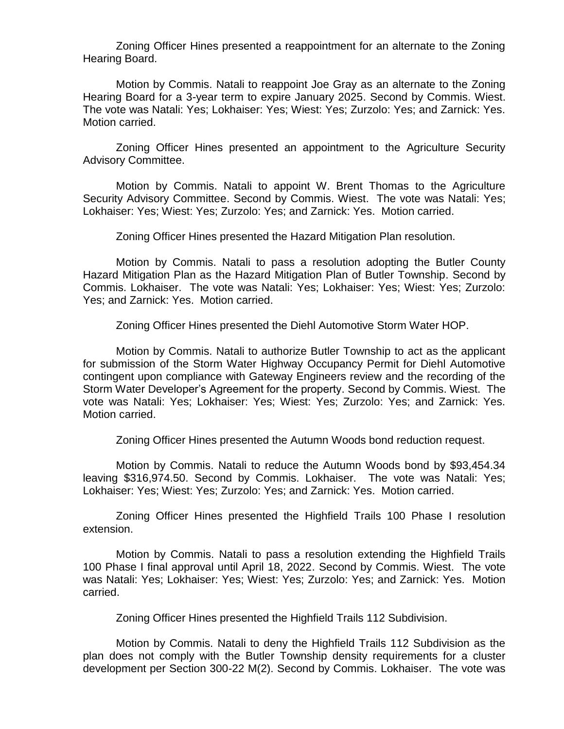Zoning Officer Hines presented a reappointment for an alternate to the Zoning Hearing Board.

Motion by Commis. Natali to reappoint Joe Gray as an alternate to the Zoning Hearing Board for a 3-year term to expire January 2025. Second by Commis. Wiest. The vote was Natali: Yes; Lokhaiser: Yes; Wiest: Yes; Zurzolo: Yes; and Zarnick: Yes. Motion carried.

Zoning Officer Hines presented an appointment to the Agriculture Security Advisory Committee.

Motion by Commis. Natali to appoint W. Brent Thomas to the Agriculture Security Advisory Committee. Second by Commis. Wiest. The vote was Natali: Yes; Lokhaiser: Yes; Wiest: Yes; Zurzolo: Yes; and Zarnick: Yes. Motion carried.

Zoning Officer Hines presented the Hazard Mitigation Plan resolution.

Motion by Commis. Natali to pass a resolution adopting the Butler County Hazard Mitigation Plan as the Hazard Mitigation Plan of Butler Township. Second by Commis. Lokhaiser. The vote was Natali: Yes; Lokhaiser: Yes; Wiest: Yes; Zurzolo: Yes; and Zarnick: Yes. Motion carried.

Zoning Officer Hines presented the Diehl Automotive Storm Water HOP.

Motion by Commis. Natali to authorize Butler Township to act as the applicant for submission of the Storm Water Highway Occupancy Permit for Diehl Automotive contingent upon compliance with Gateway Engineers review and the recording of the Storm Water Developer's Agreement for the property. Second by Commis. Wiest. The vote was Natali: Yes; Lokhaiser: Yes; Wiest: Yes; Zurzolo: Yes; and Zarnick: Yes. Motion carried.

Zoning Officer Hines presented the Autumn Woods bond reduction request.

Motion by Commis. Natali to reduce the Autumn Woods bond by $93,454.34 leaving $316,974.50. Second by Commis. Lokhaiser. The vote was Natali: Yes; Lokhaiser: Yes; Wiest: Yes; Zurzolo: Yes; and Zarnick: Yes. Motion carried.

Zoning Officer Hines presented the Highfield Trails 100 Phase I resolution extension.

Motion by Commis. Natali to pass a resolution extending the Highfield Trails 100 Phase I final approval until April 18, 2022. Second by Commis. Wiest. The vote was Natali: Yes; Lokhaiser: Yes; Wiest: Yes; Zurzolo: Yes; and Zarnick: Yes. Motion carried.

Zoning Officer Hines presented the Highfield Trails 112 Subdivision.

Motion by Commis. Natali to deny the Highfield Trails 112 Subdivision as the plan does not comply with the Butler Township density requirements for a cluster development per Section 300-22 M(2). Second by Commis. Lokhaiser. The vote was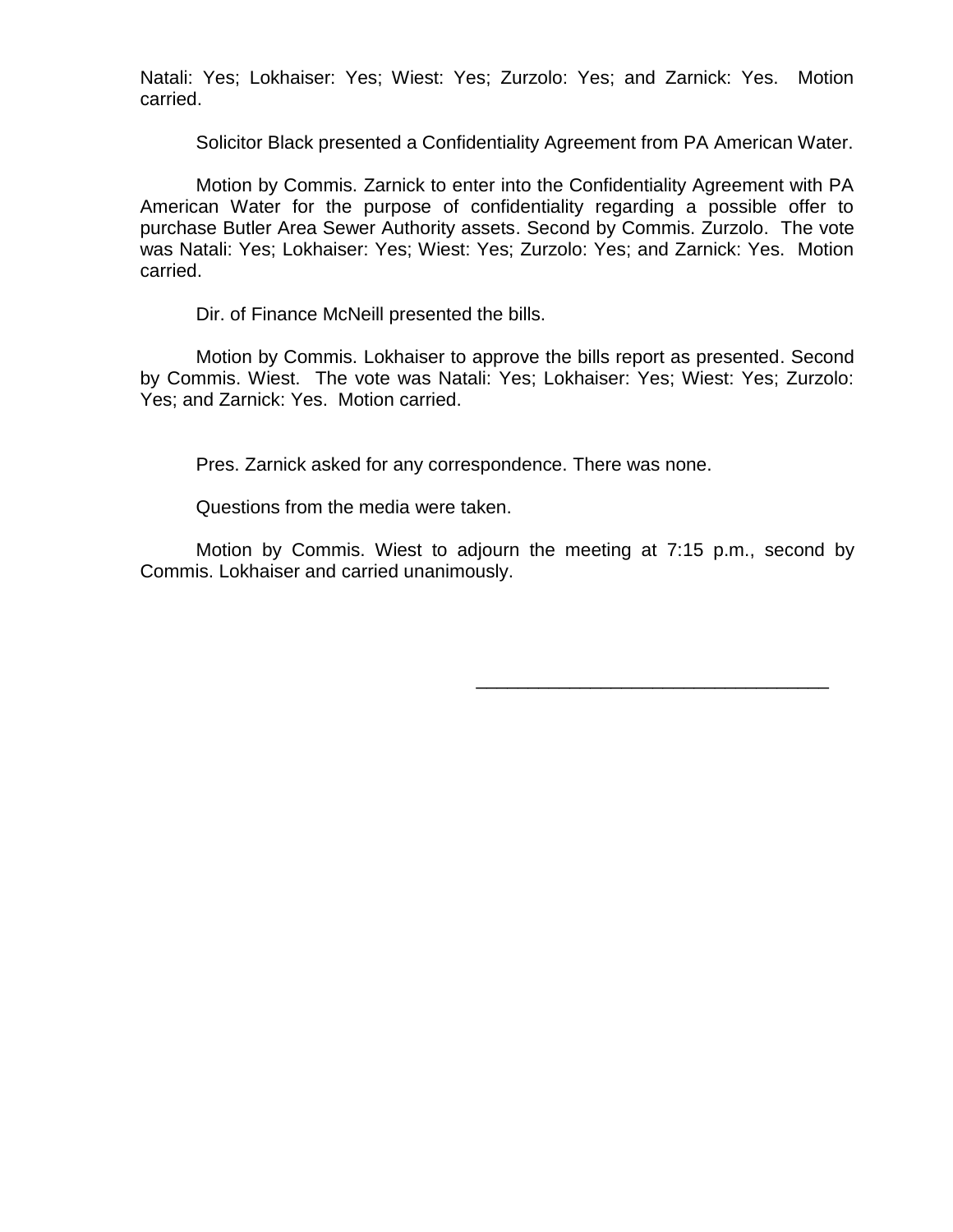Natali: Yes; Lokhaiser: Yes; Wiest: Yes; Zurzolo: Yes; and Zarnick: Yes. Motion carried.

Solicitor Black presented a Confidentiality Agreement from PA American Water.

Motion by Commis. Zarnick to enter into the Confidentiality Agreement with PA American Water for the purpose of confidentiality regarding a possible offer to purchase Butler Area Sewer Authority assets. Second by Commis. Zurzolo. The vote was Natali: Yes; Lokhaiser: Yes; Wiest: Yes; Zurzolo: Yes; and Zarnick: Yes. Motion carried.

Dir. of Finance McNeill presented the bills.

Motion by Commis. Lokhaiser to approve the bills report as presented. Second by Commis. Wiest. The vote was Natali: Yes; Lokhaiser: Yes; Wiest: Yes; Zurzolo: Yes; and Zarnick: Yes. Motion carried.

Pres. Zarnick asked for any correspondence. There was none.

Questions from the media were taken.

Motion by Commis. Wiest to adjourn the meeting at 7:15 p.m., second by Commis. Lokhaiser and carried unanimously.

\_\_\_\_\_\_\_\_\_\_\_\_\_\_\_\_\_\_\_\_\_\_\_\_\_\_\_\_\_\_\_\_\_\_